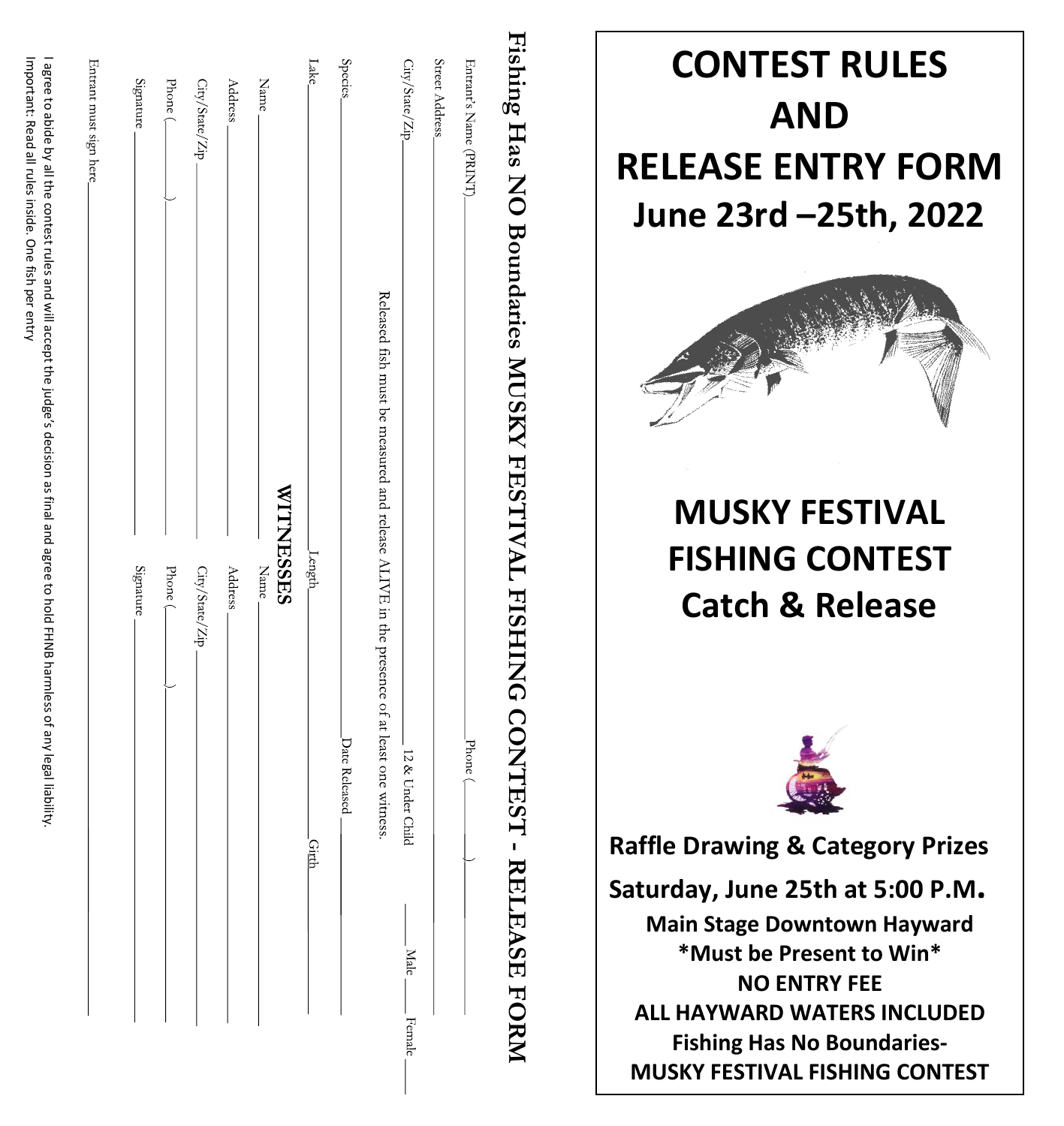# Fishing Has NO Boundaries MUSKY FESTIVAL FISHING CONTEST - RELEASE FORM

Entrant's Name (PRINT)________________________ Phone (______)__________

Street Address________________________________________________

City/State/Zip________________________ 12 & Under Child ____ Male ____ Female ____

Released fish must be measured and release ALIVE in the presence of at least one witness.

Species________________________ Date Released__________

Lake________________________ Length__________ Girth__________

## WITNESSES

| | |
|---|---|
| Name ________________ | Name ________________ |
| Address ________________ | Address ________________ |
| City/State/Zip ________________ | City/State/Zip ________________ |
| Phone (______)________ | Phone (______)________ |
| Signature ________________ | Signature ________________ |

Entrant must sign here________________________________________________

I agree to abide by all the contest rules and will accept the judge's decision as final and agree to hold FHNB harmless of any legal liability.

Important: Read all rules inside. One fish per entry

# CONTEST RULES AND RELEASE ENTRY FORM

## June 23rd –25th, 2022

# MUSKY FESTIVAL FISHING CONTEST

## Catch & Release

**Raffle Drawing & Category Prizes**

**Saturday, June 25th at 5:00 P.M.**

**Main Stage Downtown Hayward**

**\*Must be Present to Win\***

**NO ENTRY FEE**

**ALL HAYWARD WATERS INCLUDED**

**Fishing Has No Boundaries-**

**MUSKY FESTIVAL FISHING CONTEST**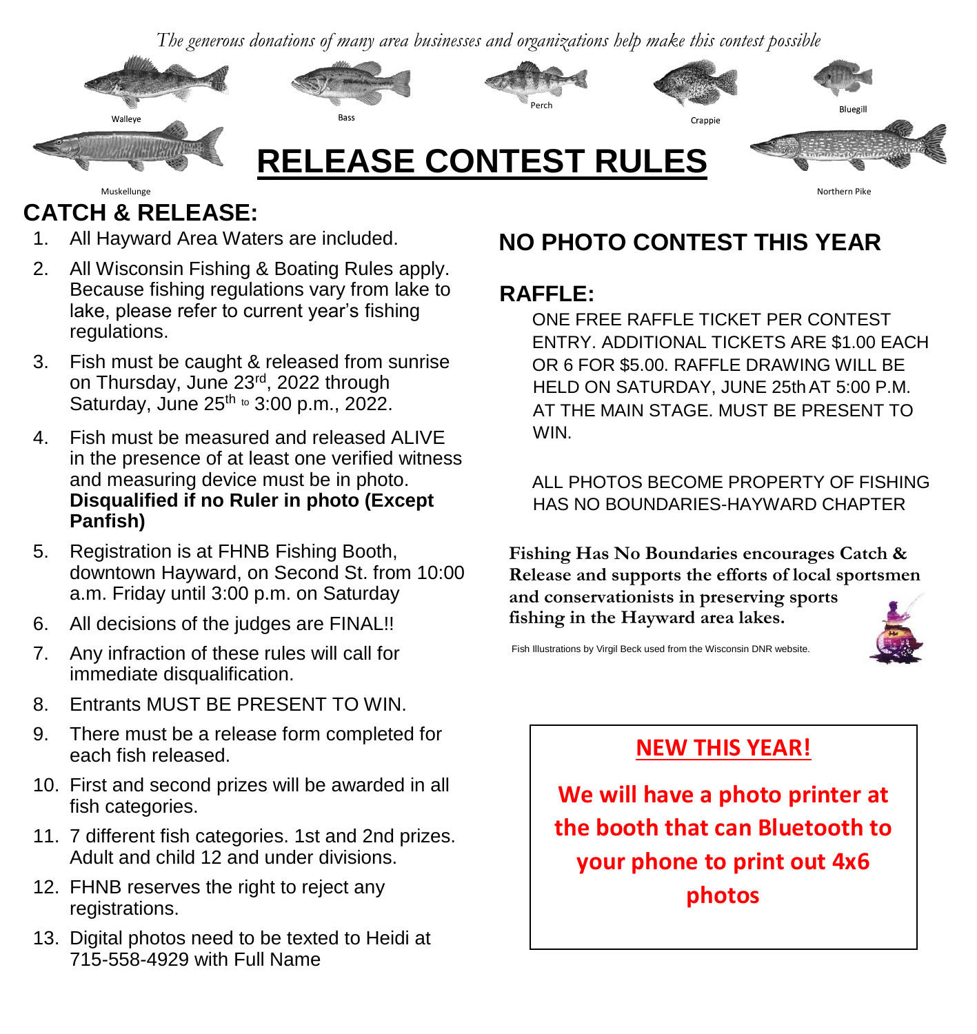*The generous donations of many area businesses and organizations help make this contest possible*

Walleye

Bass

Perch

Crappie

Bluegill

Muskellunge

Northern Pike

# RELEASE CONTEST RULES

## CATCH & RELEASE:

1. All Hayward Area Waters are included.
2. All Wisconsin Fishing & Boating Rules apply. Because fishing regulations vary from lake to lake, please refer to current year's fishing regulations.
3. Fish must be caught & released from sunrise on Thursday, June 23rd, 2022 through Saturday, June 25th to 3:00 p.m., 2022.
4. Fish must be measured and released ALIVE in the presence of at least one verified witness and measuring device must be in photo. **Disqualified if no Ruler in photo (Except Panfish)**
5. Registration is at FHNB Fishing Booth, downtown Hayward, on Second St. from 10:00 a.m. Friday until 3:00 p.m. on Saturday
6. All decisions of the judges are FINAL!!
7. Any infraction of these rules will call for immediate disqualification.
8. Entrants MUST BE PRESENT TO WIN.
9. There must be a release form completed for each fish released.
10. First and second prizes will be awarded in all fish categories.
11. 7 different fish categories. 1st and 2nd prizes. Adult and child 12 and under divisions.
12. FHNB reserves the right to reject any registrations.
13. Digital photos need to be texted to Heidi at 715-558-4929 with Full Name

## NO PHOTO CONTEST THIS YEAR

## RAFFLE:

ONE FREE RAFFLE TICKET PER CONTEST ENTRY. ADDITIONAL TICKETS ARE $1.00 EACH OR 6 FOR $5.00. RAFFLE DRAWING WILL BE HELD ON SATURDAY, JUNE 25th AT 5:00 P.M. AT THE MAIN STAGE. MUST BE PRESENT TO WIN.

ALL PHOTOS BECOME PROPERTY OF FISHING HAS NO BOUNDARIES-HAYWARD CHAPTER

**Fishing Has No Boundaries encourages Catch & Release and supports the efforts of local sportsmen and conservationists in preserving sports fishing in the Hayward area lakes.**

Fish Illustrations by Virgil Beck used from the Wisconsin DNR website.

**NEW THIS YEAR!**

**We will have a photo printer at the booth that can Bluetooth to your phone to print out 4x6 photos**